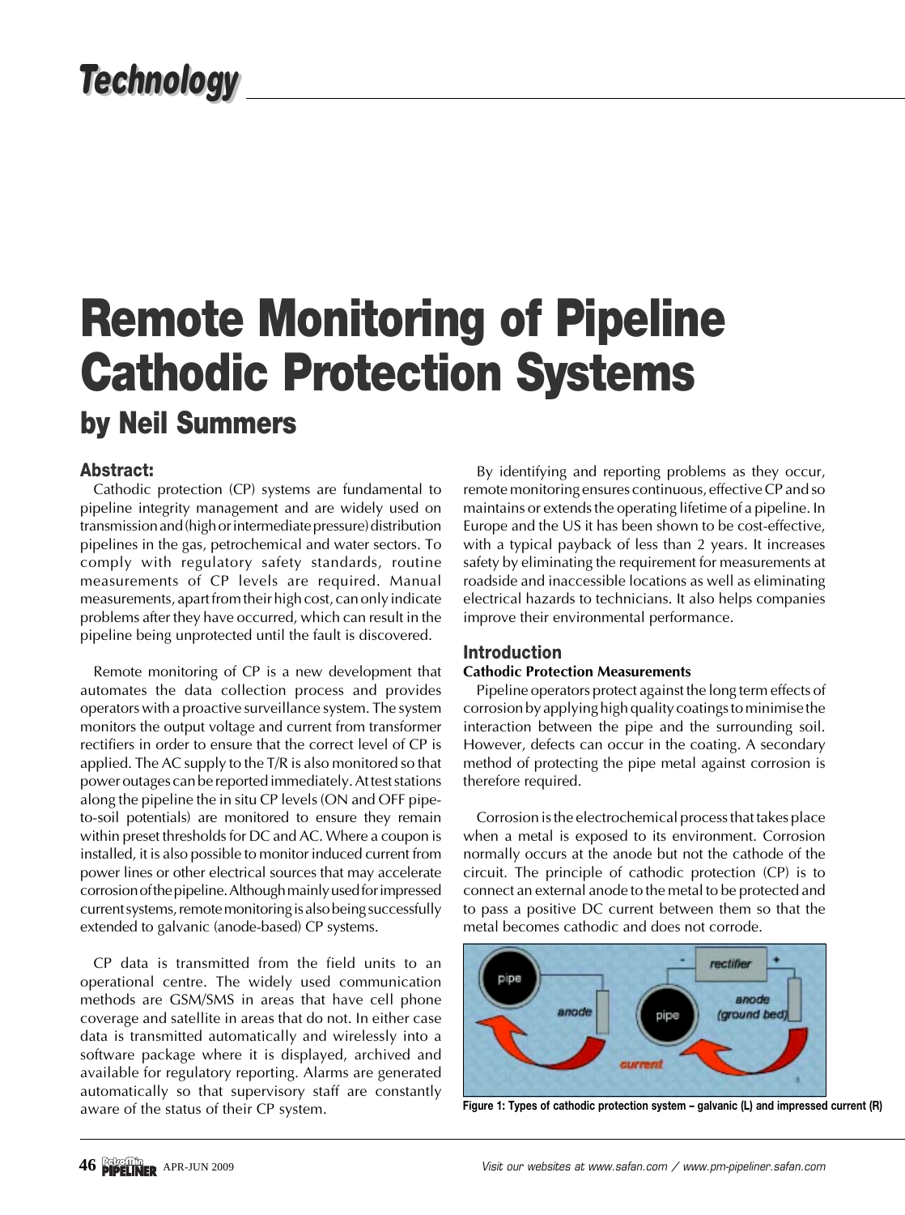# Remote Monitoring of Pipeline Cathodic Protection Systems

## by Neil Summers

### Abstract:

Cathodic protection (CP) systems are fundamental to pipeline integrity management and are widely used on transmission and (high or intermediate pressure) distribution pipelines in the gas, petrochemical and water sectors. To comply with regulatory safety standards, routine measurements of CP levels are required. Manual measurements, apart from their high cost, can only indicate problems after they have occurred, which can result in the pipeline being unprotected until the fault is discovered.

Remote monitoring of CP is a new development that automates the data collection process and provides operators with a proactive surveillance system. The system monitors the output voltage and current from transformer rectifiers in order to ensure that the correct level of CP is applied. The AC supply to the T/R is also monitored so that power outages can be reported immediately. At test stations along the pipeline the in situ CP levels (ON and OFF pipe-to-soil potentials) are monitored to ensure they remain within preset thresholds for DC and AC. Where a coupon is installed, it is also possible to monitor induced current from power lines or other electrical sources that may accelerate corrosion of the pipeline. Although mainly used for impressed current systems, remote monitoring is also being successfully extended to galvanic (anode-based) CP systems.

CP data is transmitted from the field units to an operational centre. The widely used communication methods are GSM/SMS in areas that have cell phone coverage and satellite in areas that do not. In either case data is transmitted automatically and wirelessly into a software package where it is displayed, archived and available for regulatory reporting. Alarms are generated automatically so that supervisory staff are constantly aware of the status of their CP system.

By identifying and reporting problems as they occur, remote monitoring ensures continuous, effective CP and so maintains or extends the operating lifetime of a pipeline. In Europe and the US it has been shown to be cost-effective, with a typical payback of less than 2 years. It increases safety by eliminating the requirement for measurements at roadside and inaccessible locations as well as eliminating electrical hazards to technicians. It also helps companies improve their environmental performance.

### Introduction

**Cathodic Protection Measurements**

Pipeline operators protect against the long term effects of corrosion by applying high quality coatings to minimise the interaction between the pipe and the surrounding soil. However, defects can occur in the coating. A secondary method of protecting the pipe metal against corrosion is therefore required.

Corrosion is the electrochemical process that takes place when a metal is exposed to its environment. Corrosion normally occurs at the anode but not the cathode of the circuit. The principle of cathodic protection (CP) is to connect an external anode to the metal to be protected and to pass a positive DC current between them so that the metal becomes cathodic and does not corrode.

Figure 1: Types of cathodic protection system – galvanic (L) and impressed current (R)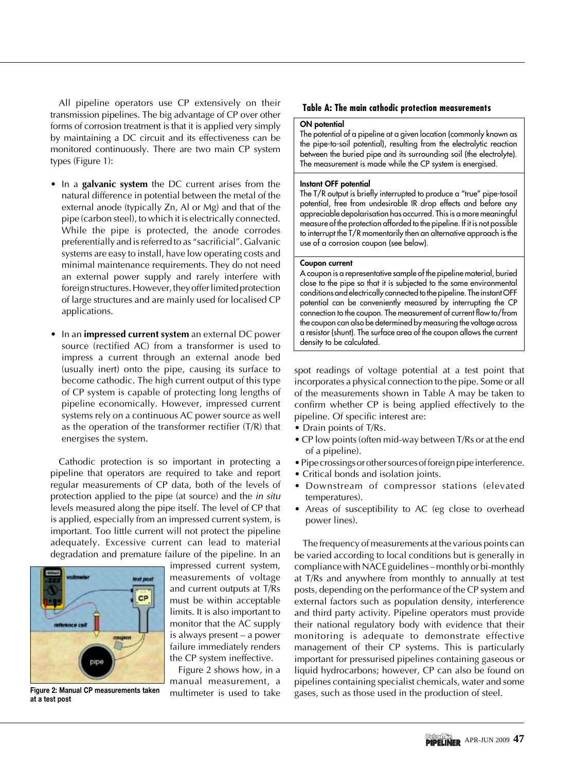All pipeline operators use CP extensively on their transmission pipelines. The big advantage of CP over other forms of corrosion treatment is that it is applied very simply by maintaining a DC circuit and its effectiveness can be monitored continuously. There are two main CP system types (Figure 1):

- In a **galvanic system** the DC current arises from the natural difference in potential between the metal of the external anode (typically Zn, Al or Mg) and that of the pipe (carbon steel), to which it is electrically connected. While the pipe is protected, the anode corrodes preferentially and is referred to as "sacrificial". Galvanic systems are easy to install, have low operating costs and minimal maintenance requirements. They do not need an external power supply and rarely interfere with foreign structures. However, they offer limited protection of large structures and are mainly used for localised CP applications.
- In an **impressed current system** an external DC power source (rectified AC) from a transformer is used to impress a current through an external anode bed (usually inert) onto the pipe, causing its surface to become cathodic. The high current output of this type of CP system is capable of protecting long lengths of pipeline economically. However, impressed current systems rely on a continuous AC power source as well as the operation of the transformer rectifier (T/R) that energises the system.

Cathodic protection is so important in protecting a pipeline that operators are required to take and report regular measurements of CP data, both of the levels of protection applied to the pipe (at source) and the *in situ* levels measured along the pipe itself. The level of CP that is applied, especially from an impressed current system, is important. Too little current will not protect the pipeline adequately. Excessive current can lead to material degradation and premature failure of the pipeline. In an impressed current system, measurements of voltage and current outputs at T/Rs must be within acceptable limits. It is also important to monitor that the AC supply is always present – a power failure immediately renders the CP system ineffective.

**Figure 2: Manual CP measurements taken at a test post**

Figure 2 shows how, in a manual measurement, a multimeter is used to take spot readings of voltage potential at a test point that incorporates a physical connection to the pipe. Some or all of the measurements shown in Table A may be taken to confirm whether CP is being applied effectively to the pipeline. Of specific interest are:

- Drain points of T/Rs.
- CP low points (often mid-way between T/Rs or at the end of a pipeline).
- Pipe crossings or other sources of foreign pipe interference.
- Critical bonds and isolation joints.
- Downstream of compressor stations (elevated temperatures).
- Areas of susceptibility to AC (eg close to overhead power lines).

**Table A: The main cathodic protection measurements**

| Measurement | Description |
| --- | --- |
| **ON potential** | The potential of a pipeline at a given location (commonly known as the pipe-to-soil potential), resulting from the electrolytic reaction between the buried pipe and its surrounding soil (the electrolyte). The measurement is made while the CP system is energised. |
| **Instant OFF potential** | The T/R output is briefly interrupted to produce a "true" pipe-tosoil potential, free from undesirable IR drop effects and before any appreciable depolarisation has occurred. This is a more meaningful measure of the protection afforded to the pipeline. If it is not possible to interrupt the T/R momentarily then an alternative approach is the use of a corrosion coupon (see below). |
| **Coupon current** | A coupon is a representative sample of the pipeline material, buried close to the pipe so that it is subjected to the same environmental conditions and electrically connected to the pipeline. The instant OFF potential can be conveniently measured by interrupting the CP connection to the coupon. The measurement of current flow to/from the coupon can also be determined by measuring the voltage across a resistor (shunt). The surface area of the coupon allows the current density to be calculated. |

The frequency of measurements at the various points can be varied according to local conditions but is generally in compliance with NACE guidelines – monthly or bi-monthly at T/Rs and anywhere from monthly to annually at test posts, depending on the performance of the CP system and external factors such as population density, interference and third party activity. Pipeline operators must provide their national regulatory body with evidence that their monitoring is adequate to demonstrate effective management of their CP systems. This is particularly important for pressurised pipelines containing gaseous or liquid hydrocarbons; however, CP can also be found on pipelines containing specialist chemicals, water and some gases, such as those used in the production of steel.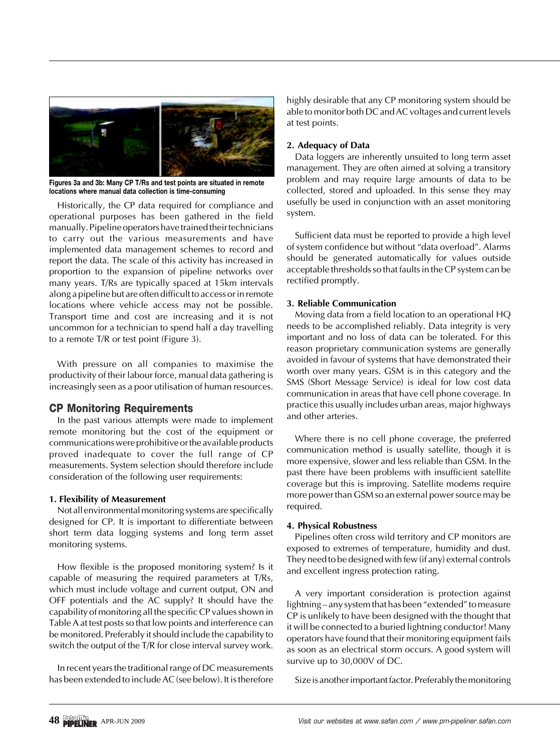Figures 3a and 3b: Many CP T/Rs and test points are situated in remote locations where manual data collection is time-consuming

Historically, the CP data required for compliance and operational purposes has been gathered in the field manually. Pipeline operators have trained their technicians to carry out the various measurements and have implemented data management schemes to record and report the data. The scale of this activity has increased in proportion to the expansion of pipeline networks over many years. T/Rs are typically spaced at 15km intervals along a pipeline but are often difficult to access or in remote locations where vehicle access may not be possible. Transport time and cost are increasing and it is not uncommon for a technician to spend half a day travelling to a remote T/R or test point (Figure 3).

With pressure on all companies to maximise the productivity of their labour force, manual data gathering is increasingly seen as a poor utilisation of human resources.

## CP Monitoring Requirements

In the past various attempts were made to implement remote monitoring but the cost of the equipment or communications were prohibitive or the available products proved inadequate to cover the full range of CP measurements. System selection should therefore include consideration of the following user requirements:

### 1. Flexibility of Measurement

Not all environmental monitoring systems are specifically designed for CP. It is important to differentiate between short term data logging systems and long term asset monitoring systems.

How flexible is the proposed monitoring system? Is it capable of measuring the required parameters at T/Rs, which must include voltage and current output, ON and OFF potentials and the AC supply? It should have the capability of monitoring all the specific CP values shown in Table A at test posts so that low points and interference can be monitored. Preferably it should include the capability to switch the output of the T/R for close interval survey work.

In recent years the traditional range of DC measurements has been extended to include AC (see below). It is therefore highly desirable that any CP monitoring system should be able to monitor both DC and AC voltages and current levels at test points.

### 2. Adequacy of Data

Data loggers are inherently unsuited to long term asset management. They are often aimed at solving a transitory problem and may require large amounts of data to be collected, stored and uploaded. In this sense they may usefully be used in conjunction with an asset monitoring system.

Sufficient data must be reported to provide a high level of system confidence but without "data overload". Alarms should be generated automatically for values outside acceptable thresholds so that faults in the CP system can be rectified promptly.

### 3. Reliable Communication

Moving data from a field location to an operational HQ needs to be accomplished reliably. Data integrity is very important and no loss of data can be tolerated. For this reason proprietary communication systems are generally avoided in favour of systems that have demonstrated their worth over many years. GSM is in this category and the SMS (Short Message Service) is ideal for low cost data communication in areas that have cell phone coverage. In practice this usually includes urban areas, major highways and other arteries.

Where there is no cell phone coverage, the preferred communication method is usually satellite, though it is more expensive, slower and less reliable than GSM. In the past there have been problems with insufficient satellite coverage but this is improving. Satellite modems require more power than GSM so an external power source may be required.

### 4. Physical Robustness

Pipelines often cross wild territory and CP monitors are exposed to extremes of temperature, humidity and dust. They need to be designed with few (if any) external controls and excellent ingress protection rating.

A very important consideration is protection against lightning – any system that has been "extended" to measure CP is unlikely to have been designed with the thought that it will be connected to a buried lightning conductor! Many operators have found that their monitoring equipment fails as soon as an electrical storm occurs. A good system will survive up to 30,000V of DC.

Size is another important factor. Preferably the monitoring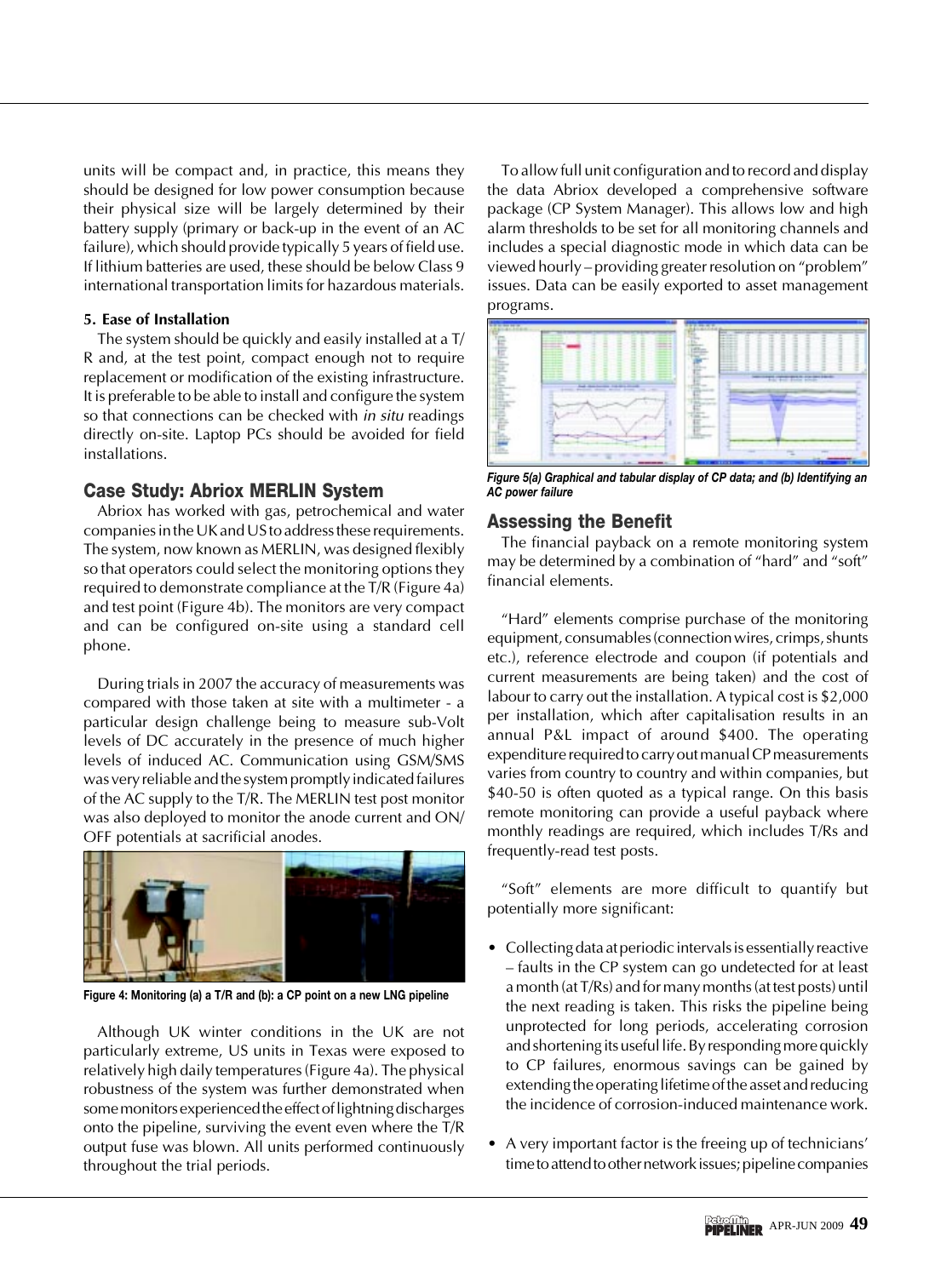units will be compact and, in practice, this means they should be designed for low power consumption because their physical size will be largely determined by their battery supply (primary or back-up in the event of an AC failure), which should provide typically 5 years of field use. If lithium batteries are used, these should be below Class 9 international transportation limits for hazardous materials.

**5. Ease of Installation**

The system should be quickly and easily installed at a T/R and, at the test point, compact enough not to require replacement or modification of the existing infrastructure. It is preferable to be able to install and configure the system so that connections can be checked with *in situ* readings directly on-site. Laptop PCs should be avoided for field installations.

## Case Study: Abriox MERLIN System

Abriox has worked with gas, petrochemical and water companies in the UK and US to address these requirements. The system, now known as MERLIN, was designed flexibly so that operators could select the monitoring options they required to demonstrate compliance at the T/R (Figure 4a) and test point (Figure 4b). The monitors are very compact and can be configured on-site using a standard cell phone.

During trials in 2007 the accuracy of measurements was compared with those taken at site with a multimeter - a particular design challenge being to measure sub-Volt levels of DC accurately in the presence of much higher levels of induced AC. Communication using GSM/SMS was very reliable and the system promptly indicated failures of the AC supply to the T/R. The MERLIN test post monitor was also deployed to monitor the anode current and ON/OFF potentials at sacrificial anodes.

**Figure 4: Monitoring (a) a T/R and (b): a CP point on a new LNG pipeline**

Although UK winter conditions in the UK are not particularly extreme, US units in Texas were exposed to relatively high daily temperatures (Figure 4a). The physical robustness of the system was further demonstrated when some monitors experienced the effect of lightning discharges onto the pipeline, surviving the event even where the T/R output fuse was blown. All units performed continuously throughout the trial periods.

To allow full unit configuration and to record and display the data Abriox developed a comprehensive software package (CP System Manager). This allows low and high alarm thresholds to be set for all monitoring channels and includes a special diagnostic mode in which data can be viewed hourly – providing greater resolution on "problem" issues. Data can be easily exported to asset management programs.

***Figure 5(a) Graphical and tabular display of CP data; and (b) Identifying an AC power failure***

## Assessing the Benefit

The financial payback on a remote monitoring system may be determined by a combination of "hard" and "soft" financial elements.

"Hard" elements comprise purchase of the monitoring equipment, consumables (connection wires, crimps, shunts etc.), reference electrode and coupon (if potentials and current measurements are being taken) and the cost of labour to carry out the installation. A typical cost is $2,000 per installation, which after capitalisation results in an annual P&L impact of around $400. The operating expenditure required to carry out manual CP measurements varies from country to country and within companies, but $40-50 is often quoted as a typical range. On this basis remote monitoring can provide a useful payback where monthly readings are required, which includes T/Rs and frequently-read test posts.

"Soft" elements are more difficult to quantify but potentially more significant:

- Collecting data at periodic intervals is essentially reactive – faults in the CP system can go undetected for at least a month (at T/Rs) and for many months (at test posts) until the next reading is taken. This risks the pipeline being unprotected for long periods, accelerating corrosion and shortening its useful life. By responding more quickly to CP failures, enormous savings can be gained by extending the operating lifetime of the asset and reducing the incidence of corrosion-induced maintenance work.
- A very important factor is the freeing up of technicians' time to attend to other network issues; pipeline companies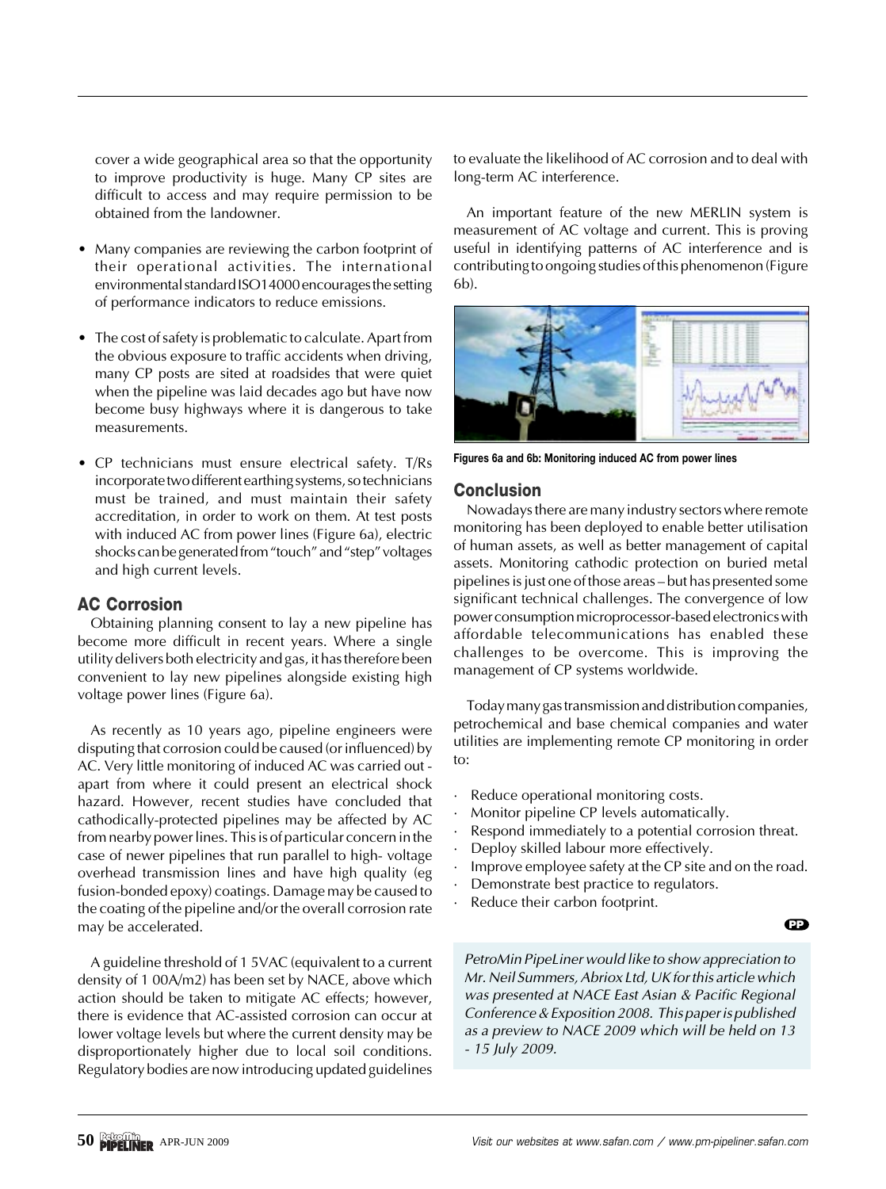cover a wide geographical area so that the opportunity to improve productivity is huge. Many CP sites are difficult to access and may require permission to be obtained from the landowner.

- Many companies are reviewing the carbon footprint of their operational activities. The international environmental standard ISO14000 encourages the setting of performance indicators to reduce emissions.
- The cost of safety is problematic to calculate. Apart from the obvious exposure to traffic accidents when driving, many CP posts are sited at roadsides that were quiet when the pipeline was laid decades ago but have now become busy highways where it is dangerous to take measurements.
- CP technicians must ensure electrical safety. T/Rs incorporate two different earthing systems, so technicians must be trained, and must maintain their safety accreditation, in order to work on them. At test posts with induced AC from power lines (Figure 6a), electric shocks can be generated from "touch" and "step" voltages and high current levels.

## AC Corrosion

Obtaining planning consent to lay a new pipeline has become more difficult in recent years. Where a single utility delivers both electricity and gas, it has therefore been convenient to lay new pipelines alongside existing high voltage power lines (Figure 6a).

As recently as 10 years ago, pipeline engineers were disputing that corrosion could be caused (or influenced) by AC. Very little monitoring of induced AC was carried out - apart from where it could present an electrical shock hazard. However, recent studies have concluded that cathodically-protected pipelines may be affected by AC from nearby power lines. This is of particular concern in the case of newer pipelines that run parallel to high- voltage overhead transmission lines and have high quality (eg fusion-bonded epoxy) coatings. Damage may be caused to the coating of the pipeline and/or the overall corrosion rate may be accelerated.

A guideline threshold of 1 5VAC (equivalent to a current density of 1 00A/m2) has been set by NACE, above which action should be taken to mitigate AC effects; however, there is evidence that AC-assisted corrosion can occur at lower voltage levels but where the current density may be disproportionately higher due to local soil conditions. Regulatory bodies are now introducing updated guidelines to evaluate the likelihood of AC corrosion and to deal with long-term AC interference.

An important feature of the new MERLIN system is measurement of AC voltage and current. This is proving useful in identifying patterns of AC interference and is contributing to ongoing studies of this phenomenon (Figure 6b).

**Figures 6a and 6b: Monitoring induced AC from power lines**

## Conclusion

Nowadays there are many industry sectors where remote monitoring has been deployed to enable better utilisation of human assets, as well as better management of capital assets. Monitoring cathodic protection on buried metal pipelines is just one of those areas – but has presented some significant technical challenges. The convergence of low power consumption microprocessor-based electronics with affordable telecommunications has enabled these challenges to be overcome. This is improving the management of CP systems worldwide.

Today many gas transmission and distribution companies, petrochemical and base chemical companies and water utilities are implementing remote CP monitoring in order to:

- Reduce operational monitoring costs.
- Monitor pipeline CP levels automatically.
- Respond immediately to a potential corrosion threat.
- Deploy skilled labour more effectively.
- Improve employee safety at the CP site and on the road.
- Demonstrate best practice to regulators.
- Reduce their carbon footprint.

*PetroMin PipeLiner would like to show appreciation to Mr. Neil Summers, Abriox Ltd, UK for this article which was presented at NACE East Asian & Pacific Regional Conference & Exposition 2008. This paper is published as a preview to NACE 2009 which will be held on 13 - 15 July 2009.*